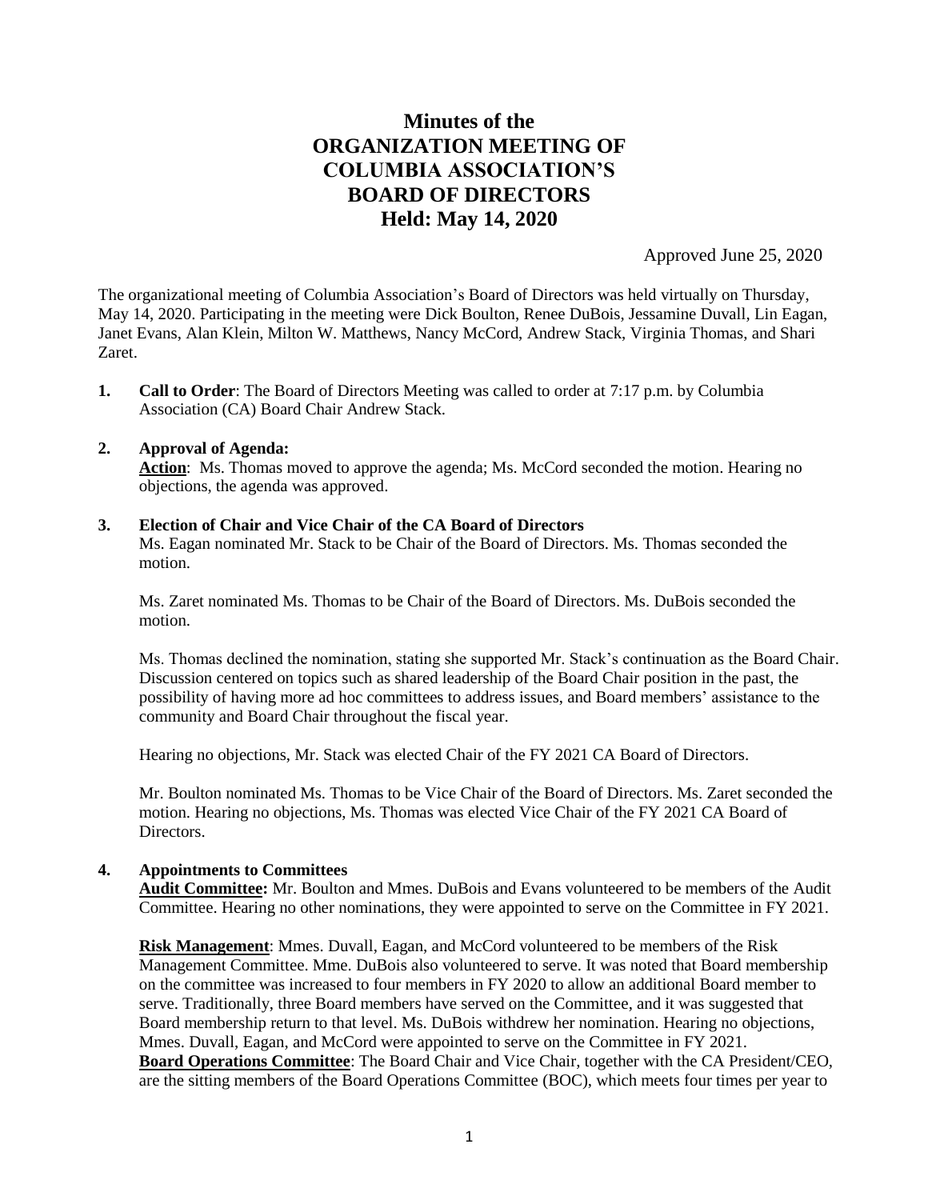# Minutes of the ORGANIZATION MEETING OF COLUMBIA ASSOCIATION'S BOARD OF DIRECTORS Held: May 14, 2020

Approved June 25, 2020

The organizational meeting of Columbia Association's Board of Directors was held virtually on Thursday, May 14, 2020. Participating in the meeting were Dick Boulton, Renee DuBois, Jessamine Duvall, Lin Eagan, Janet Evans, Alan Klein, Milton W. Matthews, Nancy McCord, Andrew Stack, Virginia Thomas, and Shari Zaret.

1. **Call to Order**: The Board of Directors Meeting was called to order at 7:17 p.m. by Columbia Association (CA) Board Chair Andrew Stack.

2. **Approval of Agenda:**
   **Action**: Ms. Thomas moved to approve the agenda; Ms. McCord seconded the motion. Hearing no objections, the agenda was approved.

3. **Election of Chair and Vice Chair of the CA Board of Directors**
   Ms. Eagan nominated Mr. Stack to be Chair of the Board of Directors. Ms. Thomas seconded the motion.

   Ms. Zaret nominated Ms. Thomas to be Chair of the Board of Directors. Ms. DuBois seconded the motion.

   Ms. Thomas declined the nomination, stating she supported Mr. Stack's continuation as the Board Chair. Discussion centered on topics such as shared leadership of the Board Chair position in the past, the possibility of having more ad hoc committees to address issues, and Board members' assistance to the community and Board Chair throughout the fiscal year.

   Hearing no objections, Mr. Stack was elected Chair of the FY 2021 CA Board of Directors.

   Mr. Boulton nominated Ms. Thomas to be Vice Chair of the Board of Directors. Ms. Zaret seconded the motion. Hearing no objections, Ms. Thomas was elected Vice Chair of the FY 2021 CA Board of Directors.

4. **Appointments to Committees**
   **Audit Committee:** Mr. Boulton and Mmes. DuBois and Evans volunteered to be members of the Audit Committee. Hearing no other nominations, they were appointed to serve on the Committee in FY 2021.

   **Risk Management**: Mmes. Duvall, Eagan, and McCord volunteered to be members of the Risk Management Committee. Mme. DuBois also volunteered to serve. It was noted that Board membership on the committee was increased to four members in FY 2020 to allow an additional Board member to serve. Traditionally, three Board members have served on the Committee, and it was suggested that Board membership return to that level. Ms. DuBois withdrew her nomination. Hearing no objections, Mmes. Duvall, Eagan, and McCord were appointed to serve on the Committee in FY 2021.
   **Board Operations Committee**: The Board Chair and Vice Chair, together with the CA President/CEO, are the sitting members of the Board Operations Committee (BOC), which meets four times per year to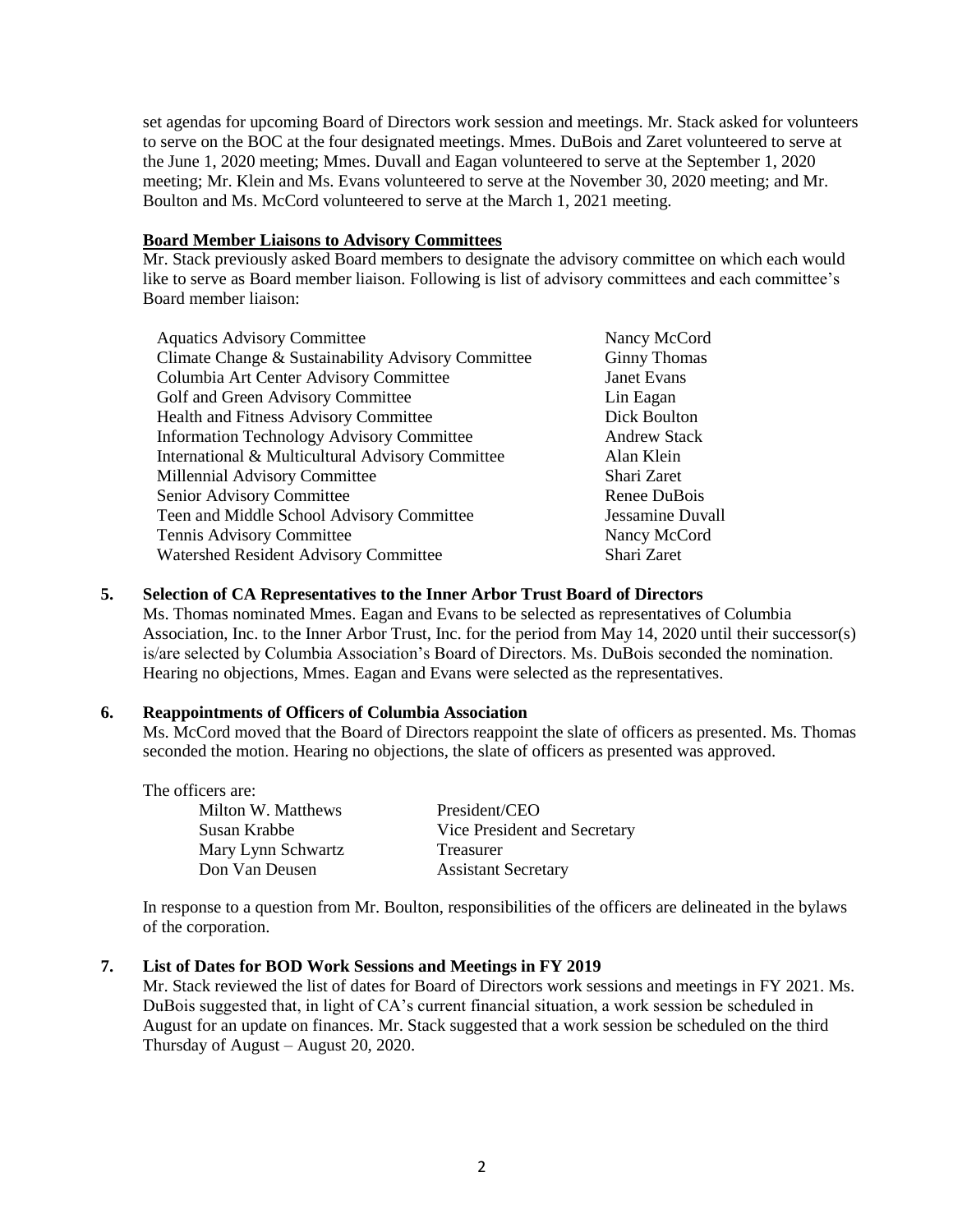set agendas for upcoming Board of Directors work session and meetings. Mr. Stack asked for volunteers to serve on the BOC at the four designated meetings. Mmes. DuBois and Zaret volunteered to serve at the June 1, 2020 meeting; Mmes. Duvall and Eagan volunteered to serve at the September 1, 2020 meeting; Mr. Klein and Ms. Evans volunteered to serve at the November 30, 2020 meeting; and Mr. Boulton and Ms. McCord volunteered to serve at the March 1, 2021 meeting.

**Board Member Liaisons to Advisory Committees**

Mr. Stack previously asked Board members to designate the advisory committee on which each would like to serve as Board member liaison. Following is list of advisory committees and each committee's Board member liaison:

| | |
|---|---|
| Aquatics Advisory Committee | Nancy McCord |
| Climate Change & Sustainability Advisory Committee | Ginny Thomas |
| Columbia Art Center Advisory Committee | Janet Evans |
| Golf and Green Advisory Committee | Lin Eagan |
| Health and Fitness Advisory Committee | Dick Boulton |
| Information Technology Advisory Committee | Andrew Stack |
| International & Multicultural Advisory Committee | Alan Klein |
| Millennial Advisory Committee | Shari Zaret |
| Senior Advisory Committee | Renee DuBois |
| Teen and Middle School Advisory Committee | Jessamine Duvall |
| Tennis Advisory Committee | Nancy McCord |
| Watershed Resident Advisory Committee | Shari Zaret |

**5. Selection of CA Representatives to the Inner Arbor Trust Board of Directors**

Ms. Thomas nominated Mmes. Eagan and Evans to be selected as representatives of Columbia Association, Inc. to the Inner Arbor Trust, Inc. for the period from May 14, 2020 until their successor(s) is/are selected by Columbia Association's Board of Directors. Ms. DuBois seconded the nomination. Hearing no objections, Mmes. Eagan and Evans were selected as the representatives.

**6. Reappointments of Officers of Columbia Association**

Ms. McCord moved that the Board of Directors reappoint the slate of officers as presented. Ms. Thomas seconded the motion. Hearing no objections, the slate of officers as presented was approved.

The officers are:

| | |
|---|---|
| Milton W. Matthews | President/CEO |
| Susan Krabbe | Vice President and Secretary |
| Mary Lynn Schwartz | Treasurer |
| Don Van Deusen | Assistant Secretary |

In response to a question from Mr. Boulton, responsibilities of the officers are delineated in the bylaws of the corporation.

**7. List of Dates for BOD Work Sessions and Meetings in FY 2019**

Mr. Stack reviewed the list of dates for Board of Directors work sessions and meetings in FY 2021. Ms. DuBois suggested that, in light of CA's current financial situation, a work session be scheduled in August for an update on finances. Mr. Stack suggested that a work session be scheduled on the third Thursday of August – August 20, 2020.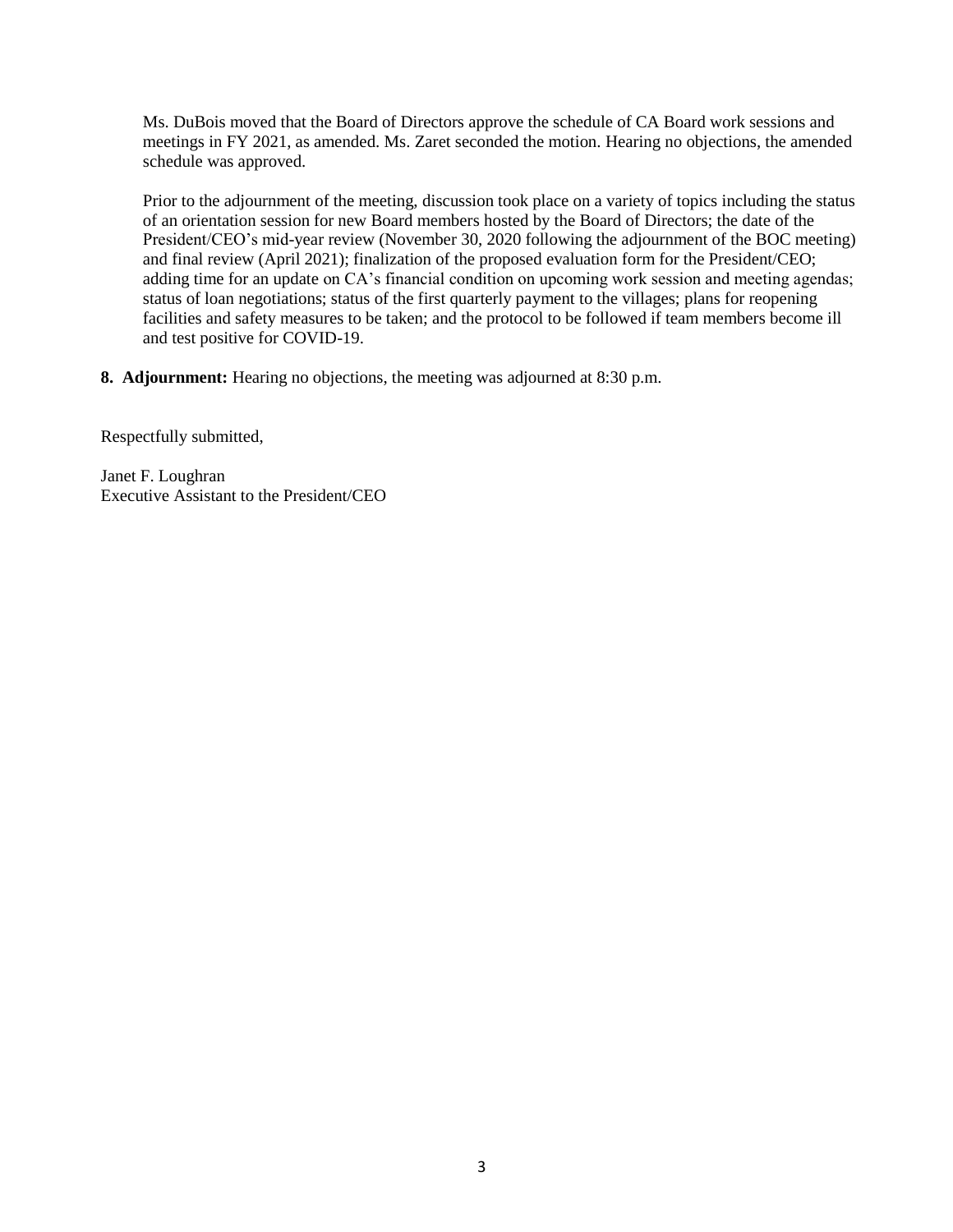Ms. DuBois moved that the Board of Directors approve the schedule of CA Board work sessions and meetings in FY 2021, as amended. Ms. Zaret seconded the motion. Hearing no objections, the amended schedule was approved.

Prior to the adjournment of the meeting, discussion took place on a variety of topics including the status of an orientation session for new Board members hosted by the Board of Directors; the date of the President/CEO's mid-year review (November 30, 2020 following the adjournment of the BOC meeting) and final review (April 2021); finalization of the proposed evaluation form for the President/CEO; adding time for an update on CA's financial condition on upcoming work session and meeting agendas; status of loan negotiations; status of the first quarterly payment to the villages; plans for reopening facilities and safety measures to be taken; and the protocol to be followed if team members become ill and test positive for COVID-19.

**8. Adjournment:** Hearing no objections, the meeting was adjourned at 8:30 p.m.

Respectfully submitted,

Janet F. Loughran
Executive Assistant to the President/CEO